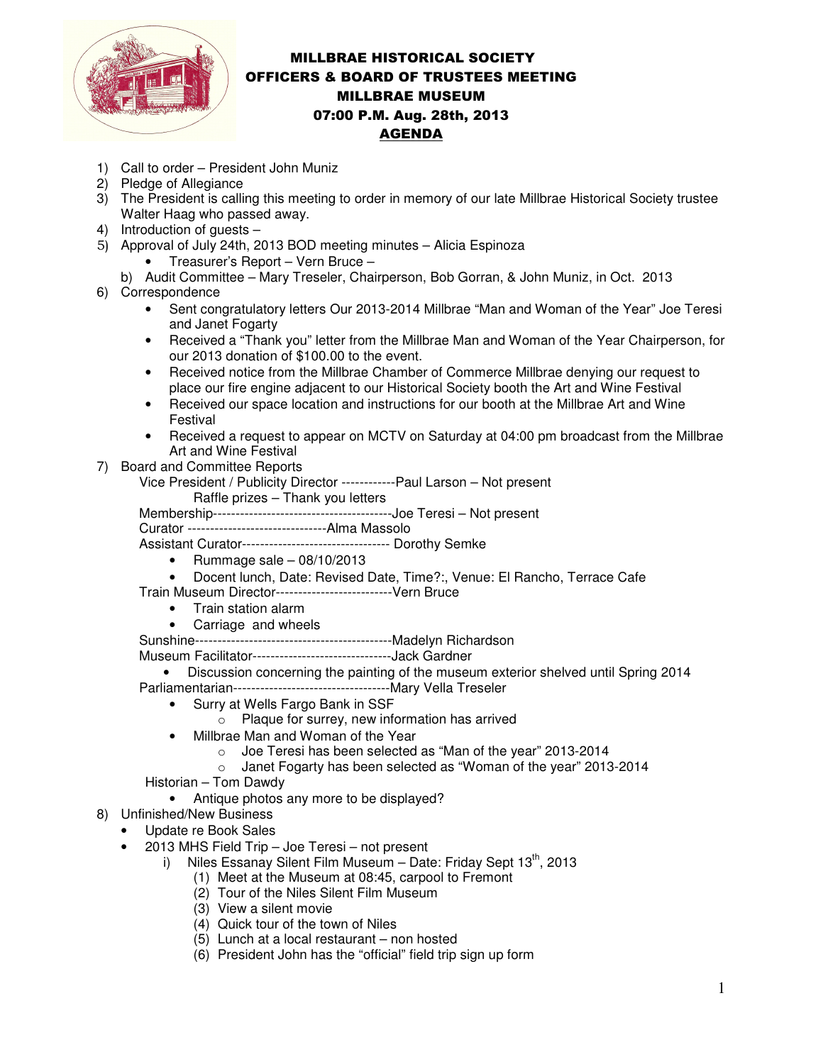# MILLBRAE HISTORICAL SOCIETY
## OFFICERS & BOARD OF TRUSTEES MEETING
## MILLBRAE MUSEUM
## 07:00 P.M. Aug. 28th, 2013
## AGENDA

1) Call to order – President John Muniz
2) Pledge of Allegiance
3) The President is calling this meeting to order in memory of our late Millbrae Historical Society trustee Walter Haag who passed away.
4) Introduction of guests –
5) Approval of July 24th, 2013 BOD meeting minutes – Alicia Espinoza
   - Treasurer's Report – Vern Bruce –

   b) Audit Committee – Mary Treseler, Chairperson, Bob Gorran, & John Muniz, in Oct. 2013
6) Correspondence
   - Sent congratulatory letters Our 2013-2014 Millbrae "Man and Woman of the Year" Joe Teresi and Janet Fogarty
   - Received a "Thank you" letter from the Millbrae Man and Woman of the Year Chairperson, for our 2013 donation of $100.00 to the event.
   - Received notice from the Millbrae Chamber of Commerce Millbrae denying our request to place our fire engine adjacent to our Historical Society booth the Art and Wine Festival
   - Received our space location and instructions for our booth at the Millbrae Art and Wine Festival
   - Received a request to appear on MCTV on Saturday at 04:00 pm broadcast from the Millbrae Art and Wine Festival
7) Board and Committee Reports

   Vice President / Publicity Director ------------Paul Larson – Not present

   Raffle prizes – Thank you letters

   Membership----------------------------------------Joe Teresi – Not present

   Curator -------------------------------Alma Massolo

   Assistant Curator--------------------------------- Dorothy Semke
   - Rummage sale – 08/10/2013
   - Docent lunch, Date: Revised Date, Time?:, Venue: El Rancho, Terrace Cafe

   Train Museum Director--------------------------Vern Bruce
   - Train station alarm
   - Carriage and wheels

   Sunshine--------------------------------------------Madelyn Richardson

   Museum Facilitator-------------------------------Jack Gardner
   - Discussion concerning the painting of the museum exterior shelved until Spring 2014

   Parliamentarian----------------------------------Mary Vella Treseler
   - Surry at Wells Fargo Bank in SSF
     - Plaque for surrey, new information has arrived
   - Millbrae Man and Woman of the Year
     - Joe Teresi has been selected as "Man of the year" 2013-2014
     - Janet Fogarty has been selected as "Woman of the year" 2013-2014

   Historian – Tom Dawdy
   - Antique photos any more to be displayed?
8) Unfinished/New Business
   - Update re Book Sales
   - 2013 MHS Field Trip – Joe Teresi – not present
     i) Niles Essanay Silent Film Museum – Date: Friday Sept 13th, 2013
        (1) Meet at the Museum at 08:45, carpool to Fremont
        (2) Tour of the Niles Silent Film Museum
        (3) View a silent movie
        (4) Quick tour of the town of Niles
        (5) Lunch at a local restaurant – non hosted
        (6) President John has the "official" field trip sign up form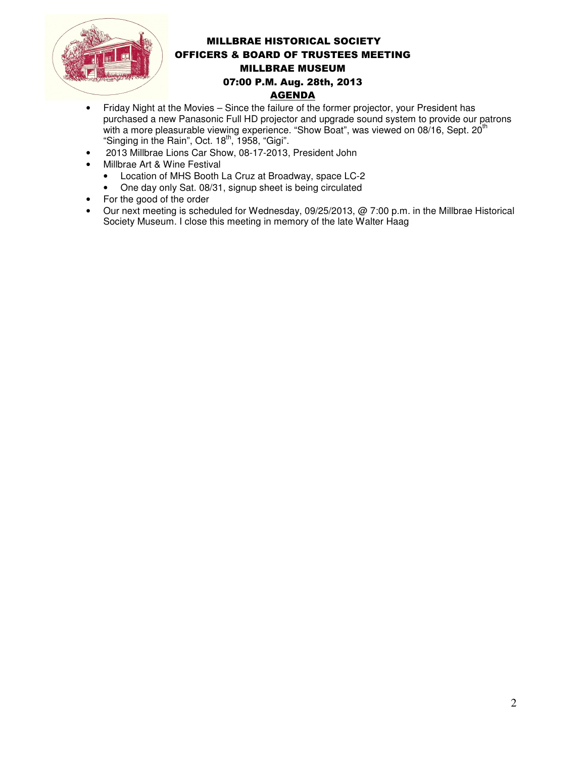# MILLBRAE HISTORICAL SOCIETY
## OFFICERS & BOARD OF TRUSTEES MEETING
## MILLBRAE MUSEUM
## 07:00 P.M. Aug. 28th, 2013
## AGENDA

- Friday Night at the Movies – Since the failure of the former projector, your President has purchased a new Panasonic Full HD projector and upgrade sound system to provide our patrons with a more pleasurable viewing experience. "Show Boat", was viewed on 08/16, Sept. 20th "Singing in the Rain", Oct. 18th, 1958, "Gigi".
- 2013 Millbrae Lions Car Show, 08-17-2013, President John
- Millbrae Art & Wine Festival
  - Location of MHS Booth La Cruz at Broadway, space LC-2
  - One day only Sat. 08/31, signup sheet is being circulated
- For the good of the order
- Our next meeting is scheduled for Wednesday, 09/25/2013, @ 7:00 p.m. in the Millbrae Historical Society Museum. I close this meeting in memory of the late Walter Haag